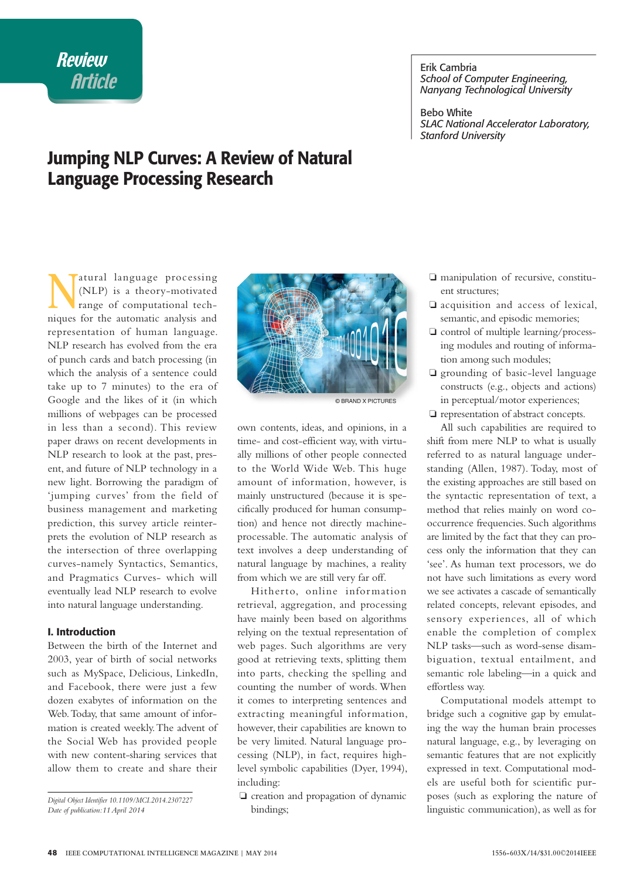Review Article

Erik Cambria
*School of Computer Engineering, Nanyang Technological University*

Bebo White
*SLAC National Accelerator Laboratory, Stanford University*

# Jumping NLP Curves: A Review of Natural Language Processing Research

Natural language processing (NLP) is a theory-motivated range of computational techniques for the automatic analysis and representation of human language. NLP research has evolved from the era of punch cards and batch processing (in which the analysis of a sentence could take up to 7 minutes) to the era of Google and the likes of it (in which millions of webpages can be processed in less than a second). This review paper draws on recent developments in NLP research to look at the past, present, and future of NLP technology in a new light. Borrowing the paradigm of 'jumping curves' from the field of business management and marketing prediction, this survey article reinterprets the evolution of NLP research as the intersection of three overlapping curves-namely Syntactics, Semantics, and Pragmatics Curves- which will eventually lead NLP research to evolve into natural language understanding.

© BRAND X PICTURES

## I. Introduction

Between the birth of the Internet and 2003, year of birth of social networks such as MySpace, Delicious, LinkedIn, and Facebook, there were just a few dozen exabytes of information on the Web. Today, that same amount of information is created weekly. The advent of the Social Web has provided people with new content-sharing services that allow them to create and share their own contents, ideas, and opinions, in a time- and cost-efficient way, with virtually millions of other people connected to the World Wide Web. This huge amount of information, however, is mainly unstructured (because it is specifically produced for human consumption) and hence not directly machine-processable. The automatic analysis of text involves a deep understanding of natural language by machines, a reality from which we are still very far off.

Hitherto, online information retrieval, aggregation, and processing have mainly been based on algorithms relying on the textual representation of web pages. Such algorithms are very good at retrieving texts, splitting them into parts, checking the spelling and counting the number of words. When it comes to interpreting sentences and extracting meaningful information, however, their capabilities are known to be very limited. Natural language processing (NLP), in fact, requires high-level symbolic capabilities (Dyer, 1994), including:

- creation and propagation of dynamic bindings;
- manipulation of recursive, constituent structures;
- acquisition and access of lexical, semantic, and episodic memories;
- control of multiple learning/processing modules and routing of information among such modules;
- grounding of basic-level language constructs (e.g., objects and actions) in perceptual/motor experiences;
- representation of abstract concepts.

All such capabilities are required to shift from mere NLP to what is usually referred to as natural language understanding (Allen, 1987). Today, most of the existing approaches are still based on the syntactic representation of text, a method that relies mainly on word co-occurrence frequencies. Such algorithms are limited by the fact that they can process only the information that they can 'see'. As human text processors, we do not have such limitations as every word we see activates a cascade of semantically related concepts, relevant episodes, and sensory experiences, all of which enable the completion of complex NLP tasks—such as word-sense disambiguation, textual entailment, and semantic role labeling—in a quick and effortless way.

Computational models attempt to bridge such a cognitive gap by emulating the way the human brain processes natural language, e.g., by leveraging on semantic features that are not explicitly expressed in text. Computational models are useful both for scientific purposes (such as exploring the nature of linguistic communication), as well as for

*Digital Object Identifier 10.1109/MCI.2014.2307227*
*Date of publication: 11 April 2014*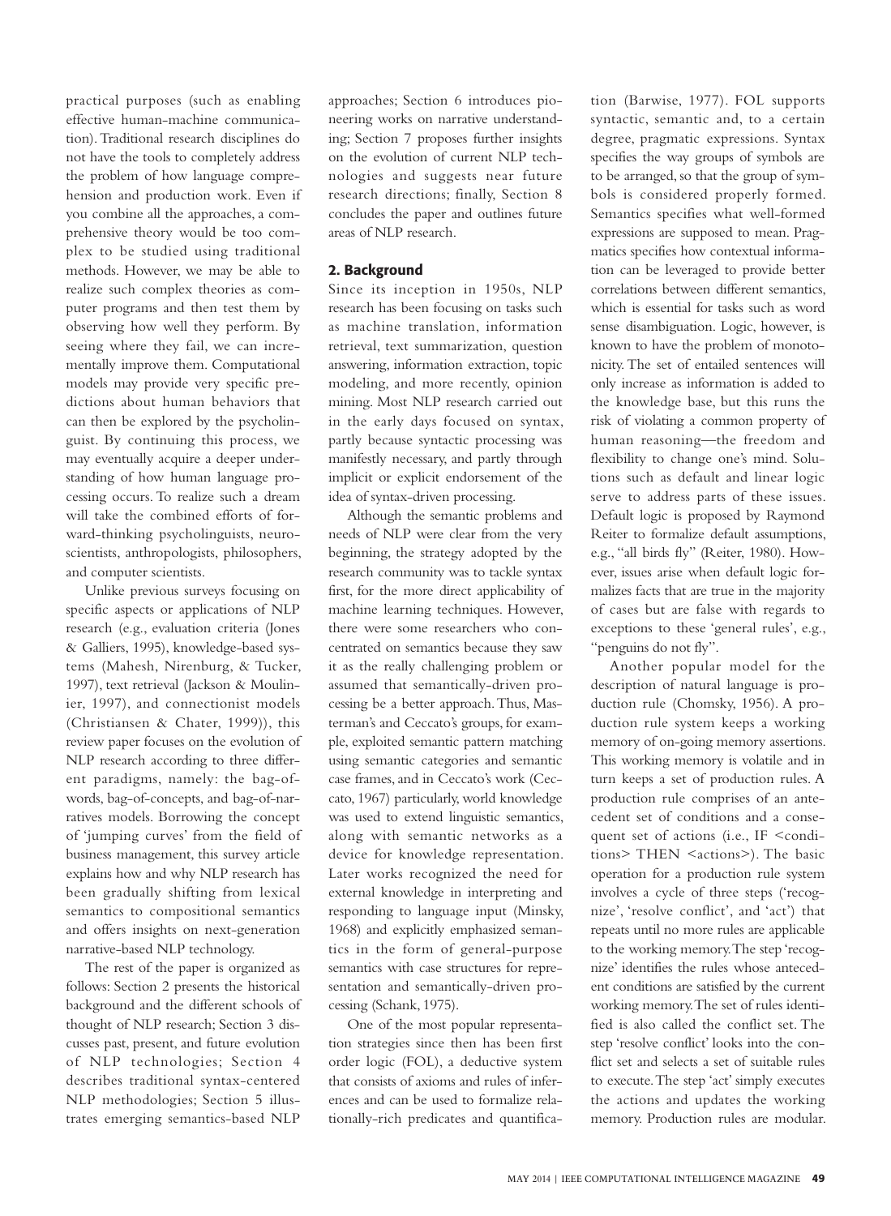practical purposes (such as enabling effective human-machine communication). Traditional research disciplines do not have the tools to completely address the problem of how language comprehension and production work. Even if you combine all the approaches, a comprehensive theory would be too complex to be studied using traditional methods. However, we may be able to realize such complex theories as computer programs and then test them by observing how well they perform. By seeing where they fail, we can incrementally improve them. Computational models may provide very specific predictions about human behaviors that can then be explored by the psycholinguist. By continuing this process, we may eventually acquire a deeper understanding of how human language processing occurs. To realize such a dream will take the combined efforts of forward-thinking psycholinguists, neuroscientists, anthropologists, philosophers, and computer scientists.

Unlike previous surveys focusing on specific aspects or applications of NLP research (e.g., evaluation criteria (Jones & Galliers, 1995), knowledge-based systems (Mahesh, Nirenburg, & Tucker, 1997), text retrieval (Jackson & Moulinier, 1997), and connectionist models (Christiansen & Chater, 1999)), this review paper focuses on the evolution of NLP research according to three different paradigms, namely: the bag-of-words, bag-of-concepts, and bag-of-narratives models. Borrowing the concept of 'jumping curves' from the field of business management, this survey article explains how and why NLP research has been gradually shifting from lexical semantics to compositional semantics and offers insights on next-generation narrative-based NLP technology.

The rest of the paper is organized as follows: Section 2 presents the historical background and the different schools of thought of NLP research; Section 3 discusses past, present, and future evolution of NLP technologies; Section 4 describes traditional syntax-centered NLP methodologies; Section 5 illustrates emerging semantics-based NLP approaches; Section 6 introduces pioneering works on narrative understanding; Section 7 proposes further insights on the evolution of current NLP technologies and suggests near future research directions; finally, Section 8 concludes the paper and outlines future areas of NLP research.

## 2. Background

Since its inception in 1950s, NLP research has been focusing on tasks such as machine translation, information retrieval, text summarization, question answering, information extraction, topic modeling, and more recently, opinion mining. Most NLP research carried out in the early days focused on syntax, partly because syntactic processing was manifestly necessary, and partly through implicit or explicit endorsement of the idea of syntax-driven processing.

Although the semantic problems and needs of NLP were clear from the very beginning, the strategy adopted by the research community was to tackle syntax first, for the more direct applicability of machine learning techniques. However, there were some researchers who concentrated on semantics because they saw it as the really challenging problem or assumed that semantically-driven processing be a better approach. Thus, Masterman's and Ceccato's groups, for example, exploited semantic pattern matching using semantic categories and semantic case frames, and in Ceccato's work (Ceccato, 1967) particularly, world knowledge was used to extend linguistic semantics, along with semantic networks as a device for knowledge representation. Later works recognized the need for external knowledge in interpreting and responding to language input (Minsky, 1968) and explicitly emphasized semantics in the form of general-purpose semantics with case structures for representation and semantically-driven processing (Schank, 1975).

One of the most popular representation strategies since then has been first order logic (FOL), a deductive system that consists of axioms and rules of inferences and can be used to formalize relationally-rich predicates and quantification (Barwise, 1977). FOL supports syntactic, semantic and, to a certain degree, pragmatic expressions. Syntax specifies the way groups of symbols are to be arranged, so that the group of symbols is considered properly formed. Semantics specifies what well-formed expressions are supposed to mean. Pragmatics specifies how contextual information can be leveraged to provide better correlations between different semantics, which is essential for tasks such as word sense disambiguation. Logic, however, is known to have the problem of monotonicity. The set of entailed sentences will only increase as information is added to the knowledge base, but this runs the risk of violating a common property of human reasoning—the freedom and flexibility to change one's mind. Solutions such as default and linear logic serve to address parts of these issues. Default logic is proposed by Raymond Reiter to formalize default assumptions, e.g., "all birds fly" (Reiter, 1980). However, issues arise when default logic formalizes facts that are true in the majority of cases but are false with regards to exceptions to these 'general rules', e.g., "penguins do not fly".

Another popular model for the description of natural language is production rule (Chomsky, 1956). A production rule system keeps a working memory of on-going memory assertions. This working memory is volatile and in turn keeps a set of production rules. A production rule comprises of an antecedent set of conditions and a consequent set of actions (i.e., IF <conditions> THEN <actions>). The basic operation for a production rule system involves a cycle of three steps ('recognize', 'resolve conflict', and 'act') that repeats until no more rules are applicable to the working memory. The step 'recognize' identifies the rules whose antecedent conditions are satisfied by the current working memory. The set of rules identified is also called the conflict set. The step 'resolve conflict' looks into the conflict set and selects a set of suitable rules to execute. The step 'act' simply executes the actions and updates the working memory. Production rules are modular.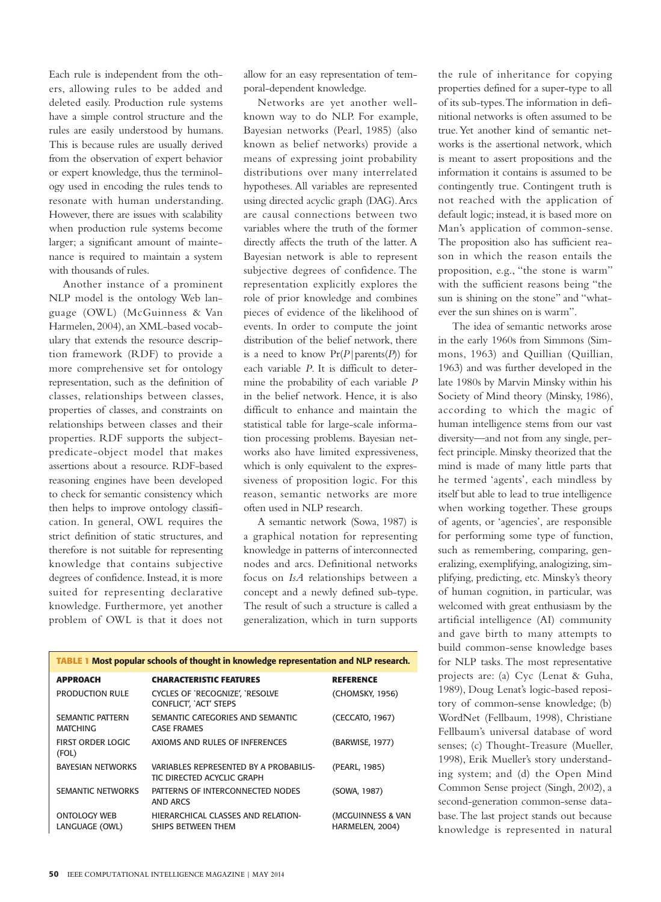Each rule is independent from the others, allowing rules to be added and deleted easily. Production rule systems have a simple control structure and the rules are easily understood by humans. This is because rules are usually derived from the observation of expert behavior or expert knowledge, thus the terminology used in encoding the rules tends to resonate with human understanding. However, there are issues with scalability when production rule systems become larger; a significant amount of maintenance is required to maintain a system with thousands of rules.

Another instance of a prominent NLP model is the ontology Web language (OWL) (McGuinness & Van Harmelen, 2004), an XML-based vocabulary that extends the resource description framework (RDF) to provide a more comprehensive set for ontology representation, such as the definition of classes, relationships between classes, properties of classes, and constraints on relationships between classes and their properties. RDF supports the subject-predicate-object model that makes assertions about a resource. RDF-based reasoning engines have been developed to check for semantic consistency which then helps to improve ontology classification. In general, OWL requires the strict definition of static structures, and therefore is not suitable for representing knowledge that contains subjective degrees of confidence. Instead, it is more suited for representing declarative knowledge. Furthermore, yet another problem of OWL is that it does not allow for an easy representation of temporal-dependent knowledge.

Networks are yet another well-known way to do NLP. For example, Bayesian networks (Pearl, 1985) (also known as belief networks) provide a means of expressing joint probability distributions over many interrelated hypotheses. All variables are represented using directed acyclic graph (DAG). Arcs are causal connections between two variables where the truth of the former directly affects the truth of the latter. A Bayesian network is able to represent subjective degrees of confidence. The representation explicitly explores the role of prior knowledge and combines pieces of evidence of the likelihood of events. In order to compute the joint distribution of the belief network, there is a need to know $\Pr(P|\text{parents}(P))$ for each variable $P$. It is difficult to determine the probability of each variable $P$ in the belief network. Hence, it is also difficult to enhance and maintain the statistical table for large-scale information processing problems. Bayesian networks also have limited expressiveness, which is only equivalent to the expressiveness of proposition logic. For this reason, semantic networks are more often used in NLP research.

A semantic network (Sowa, 1987) is a graphical notation for representing knowledge in patterns of interconnected nodes and arcs. Definitional networks focus on *IsA* relationships between a concept and a newly defined sub-type. The result of such a structure is called a generalization, which in turn supports the rule of inheritance for copying properties defined for a super-type to all of its sub-types. The information in definitional networks is often assumed to be true. Yet another kind of semantic networks is the assertional network, which is meant to assert propositions and the information it contains is assumed to be contingently true. Contingent truth is not reached with the application of default logic; instead, it is based more on Man's application of common-sense. The proposition also has sufficient reason in which the reason entails the proposition, e.g., "the stone is warm" with the sufficient reasons being "the sun is shining on the stone" and "whatever the sun shines on is warm".

The idea of semantic networks arose in the early 1960s from Simmons (Simmons, 1963) and Quillian (Quillian, 1963) and was further developed in the late 1980s by Marvin Minsky within his Society of Mind theory (Minsky, 1986), according to which the magic of human intelligence stems from our vast diversity—and not from any single, perfect principle. Minsky theorized that the mind is made of many little parts that he termed 'agents', each mindless by itself but able to lead to true intelligence when working together. These groups of agents, or 'agencies', are responsible for performing some type of function, such as remembering, comparing, generalizing, exemplifying, analogizing, simplifying, predicting, etc. Minsky's theory of human cognition, in particular, was welcomed with great enthusiasm by the artificial intelligence (AI) community and gave birth to many attempts to build common-sense knowledge bases for NLP tasks. The most representative projects are: (a) Cyc (Lenat & Guha, 1989), Doug Lenat's logic-based repository of common-sense knowledge; (b) WordNet (Fellbaum, 1998), Christiane Fellbaum's universal database of word senses; (c) Thought-Treasure (Mueller, 1998), Erik Mueller's story understanding system; and (d) the Open Mind Common Sense project (Singh, 2002), a second-generation common-sense database. The last project stands out because knowledge is represented in natural

**TABLE 1 Most popular schools of thought in knowledge representation and NLP research.**

| APPROACH | CHARACTERISTIC FEATURES | REFERENCE |
|---|---|---|
| PRODUCTION RULE | CYCLES OF 'RECOGNIZE', 'RESOLVE CONFLICT', 'ACT' STEPS | (CHOMSKY, 1956) |
| SEMANTIC PATTERN MATCHING | SEMANTIC CATEGORIES AND SEMANTIC CASE FRAMES | (CECCATO, 1967) |
| FIRST ORDER LOGIC (FOL) | AXIOMS AND RULES OF INFERENCES | (BARWISE, 1977) |
| BAYESIAN NETWORKS | VARIABLES REPRESENTED BY A PROBABILISTIC DIRECTED ACYCLIC GRAPH | (PEARL, 1985) |
| SEMANTIC NETWORKS | PATTERNS OF INTERCONNECTED NODES AND ARCS | (SOWA, 1987) |
| ONTOLOGY WEB LANGUAGE (OWL) | HIERARCHICAL CLASSES AND RELATIONSHIPS BETWEEN THEM | (MCGUINNESS & VAN HARMELEN, 2004) |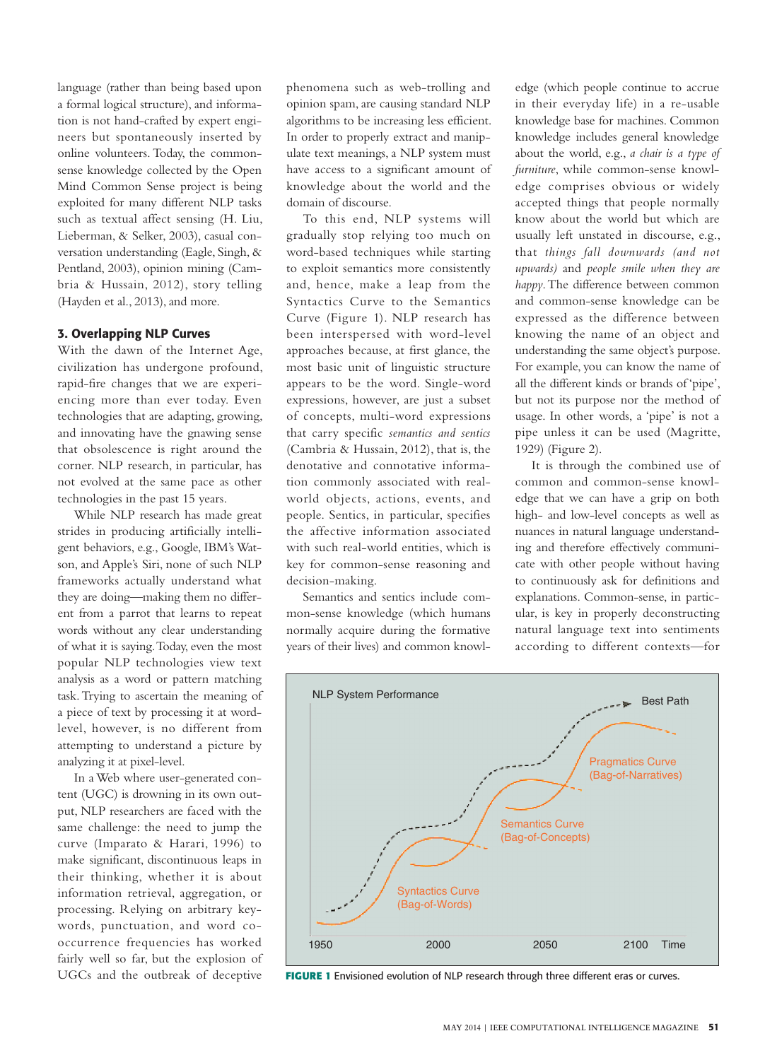language (rather than being based upon a formal logical structure), and information is not hand-crafted by expert engineers but spontaneously inserted by online volunteers. Today, the common-sense knowledge collected by the Open Mind Common Sense project is being exploited for many different NLP tasks such as textual affect sensing (H. Liu, Lieberman, & Selker, 2003), casual conversation understanding (Eagle, Singh, & Pentland, 2003), opinion mining (Cambria & Hussain, 2012), story telling (Hayden et al., 2013), and more.

### 3. Overlapping NLP Curves

With the dawn of the Internet Age, civilization has undergone profound, rapid-fire changes that we are experiencing more than ever today. Even technologies that are adapting, growing, and innovating have the gnawing sense that obsolescence is right around the corner. NLP research, in particular, has not evolved at the same pace as other technologies in the past 15 years.

While NLP research has made great strides in producing artificially intelligent behaviors, e.g., Google, IBM's Watson, and Apple's Siri, none of such NLP frameworks actually understand what they are doing—making them no different from a parrot that learns to repeat words without any clear understanding of what it is saying. Today, even the most popular NLP technologies view text analysis as a word or pattern matching task. Trying to ascertain the meaning of a piece of text by processing it at word-level, however, is no different from attempting to understand a picture by analyzing it at pixel-level.

In a Web where user-generated content (UGC) is drowning in its own output, NLP researchers are faced with the same challenge: the need to jump the curve (Imparato & Harari, 1996) to make significant, discontinuous leaps in their thinking, whether it is about information retrieval, aggregation, or processing. Relying on arbitrary keywords, punctuation, and word co-occurrence frequencies has worked fairly well so far, but the explosion of UGCs and the outbreak of deceptive phenomena such as web-trolling and opinion spam, are causing standard NLP algorithms to be increasing less efficient. In order to properly extract and manipulate text meanings, a NLP system must have access to a significant amount of knowledge about the world and the domain of discourse.

To this end, NLP systems will gradually stop relying too much on word-based techniques while starting to exploit semantics more consistently and, hence, make a leap from the Syntactics Curve to the Semantics Curve (Figure 1). NLP research has been interspersed with word-level approaches because, at first glance, the most basic unit of linguistic structure appears to be the word. Single-word expressions, however, are just a subset of concepts, multi-word expressions that carry specific *semantics and sentics* (Cambria & Hussain, 2012), that is, the denotative and connotative information commonly associated with real-world objects, actions, events, and people. Sentics, in particular, specifies the affective information associated with such real-world entities, which is key for common-sense reasoning and decision-making.

Semantics and sentics include common-sense knowledge (which humans normally acquire during the formative years of their lives) and common knowledge (which people continue to accrue in their everyday life) in a re-usable knowledge base for machines. Common knowledge includes general knowledge about the world, e.g., *a chair is a type of furniture*, while common-sense knowledge comprises obvious or widely accepted things that people normally know about the world but which are usually left unstated in discourse, e.g., that *things fall downwards (and not upwards)* and *people smile when they are happy*. The difference between common and common-sense knowledge can be expressed as the difference between knowing the name of an object and understanding the same object's purpose. For example, you can know the name of all the different kinds or brands of 'pipe', but not its purpose nor the method of usage. In other words, a 'pipe' is not a pipe unless it can be used (Magritte, 1929) (Figure 2).

It is through the combined use of common and common-sense knowledge that we can have a grip on both high- and low-level concepts as well as nuances in natural language understanding and therefore effectively communicate with other people without having to continuously ask for definitions and explanations. Common-sense, in particular, is key in properly deconstructing natural language text into sentiments according to different contexts—for

**FIGURE 1** Envisioned evolution of NLP research through three different eras or curves.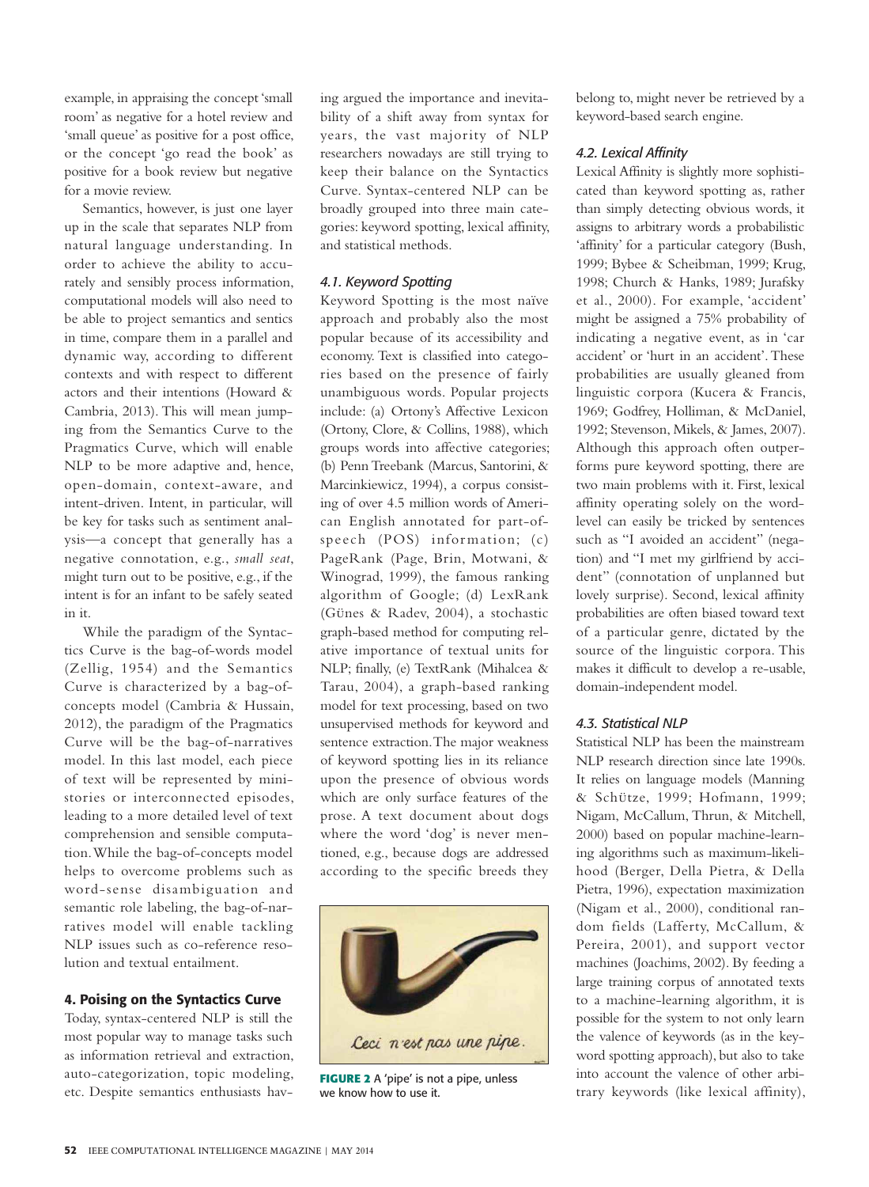example, in appraising the concept 'small room' as negative for a hotel review and 'small queue' as positive for a post office, or the concept 'go read the book' as positive for a book review but negative for a movie review.

Semantics, however, is just one layer up in the scale that separates NLP from natural language understanding. In order to achieve the ability to accurately and sensibly process information, computational models will also need to be able to project semantics and sentics in time, compare them in a parallel and dynamic way, according to different contexts and with respect to different actors and their intentions (Howard & Cambria, 2013). This will mean jumping from the Semantics Curve to the Pragmatics Curve, which will enable NLP to be more adaptive and, hence, open-domain, context-aware, and intent-driven. Intent, in particular, will be key for tasks such as sentiment analysis—a concept that generally has a negative connotation, e.g., *small seat*, might turn out to be positive, e.g., if the intent is for an infant to be safely seated in it.

While the paradigm of the Syntactics Curve is the bag-of-words model (Zellig, 1954) and the Semantics Curve is characterized by a bag-of-concepts model (Cambria & Hussain, 2012), the paradigm of the Pragmatics Curve will be the bag-of-narratives model. In this last model, each piece of text will be represented by mini-stories or interconnected episodes, leading to a more detailed level of text comprehension and sensible computation. While the bag-of-concepts model helps to overcome problems such as word-sense disambiguation and semantic role labeling, the bag-of-narratives model will enable tackling NLP issues such as co-reference resolution and textual entailment.

## 4. Poising on the Syntactics Curve

Today, syntax-centered NLP is still the most popular way to manage tasks such as information retrieval and extraction, auto-categorization, topic modeling, etc. Despite semantics enthusiasts having argued the importance and inevitability of a shift away from syntax for years, the vast majority of NLP researchers nowadays are still trying to keep their balance on the Syntactics Curve. Syntax-centered NLP can be broadly grouped into three main categories: keyword spotting, lexical affinity, and statistical methods.

### 4.1. Keyword Spotting

Keyword Spotting is the most naïve approach and probably also the most popular because of its accessibility and economy. Text is classified into categories based on the presence of fairly unambiguous words. Popular projects include: (a) Ortony's Affective Lexicon (Ortony, Clore, & Collins, 1988), which groups words into affective categories; (b) Penn Treebank (Marcus, Santorini, & Marcinkiewicz, 1994), a corpus consisting of over 4.5 million words of American English annotated for part-of-speech (POS) information; (c) PageRank (Page, Brin, Motwani, & Winograd, 1999), the famous ranking algorithm of Google; (d) LexRank (Günes & Radev, 2004), a stochastic graph-based method for computing relative importance of textual units for NLP; finally, (e) TextRank (Mihalcea & Tarau, 2004), a graph-based ranking model for text processing, based on two unsupervised methods for keyword and sentence extraction. The major weakness of keyword spotting lies in its reliance upon the presence of obvious words which are only surface features of the prose. A text document about dogs where the word 'dog' is never mentioned, e.g., because dogs are addressed according to the specific breeds they belong to, might never be retrieved by a keyword-based search engine.

Ceci n'est pas une pipe.

**FIGURE 2** A 'pipe' is not a pipe, unless we know how to use it.

### 4.2. Lexical Affinity

Lexical Affinity is slightly more sophisticated than keyword spotting as, rather than simply detecting obvious words, it assigns to arbitrary words a probabilistic 'affinity' for a particular category (Bush, 1999; Bybee & Scheibman, 1999; Krug, 1998; Church & Hanks, 1989; Jurafsky et al., 2000). For example, 'accident' might be assigned a 75% probability of indicating a negative event, as in 'car accident' or 'hurt in an accident'. These probabilities are usually gleaned from linguistic corpora (Kucera & Francis, 1969; Godfrey, Holliman, & McDaniel, 1992; Stevenson, Mikels, & James, 2007). Although this approach often outperforms pure keyword spotting, there are two main problems with it. First, lexical affinity operating solely on the word-level can easily be tricked by sentences such as "I avoided an accident" (negation) and "I met my girlfriend by accident" (connotation of unplanned but lovely surprise). Second, lexical affinity probabilities are often biased toward text of a particular genre, dictated by the source of the linguistic corpora. This makes it difficult to develop a re-usable, domain-independent model.

### 4.3. Statistical NLP

Statistical NLP has been the mainstream NLP research direction since late 1990s. It relies on language models (Manning & Schütze, 1999; Hofmann, 1999; Nigam, McCallum, Thrun, & Mitchell, 2000) based on popular machine-learning algorithms such as maximum-likelihood (Berger, Della Pietra, & Della Pietra, 1996), expectation maximization (Nigam et al., 2000), conditional random fields (Lafferty, McCallum, & Pereira, 2001), and support vector machines (Joachims, 2002). By feeding a large training corpus of annotated texts to a machine-learning algorithm, it is possible for the system to not only learn the valence of keywords (as in the keyword spotting approach), but also to take into account the valence of other arbitrary keywords (like lexical affinity),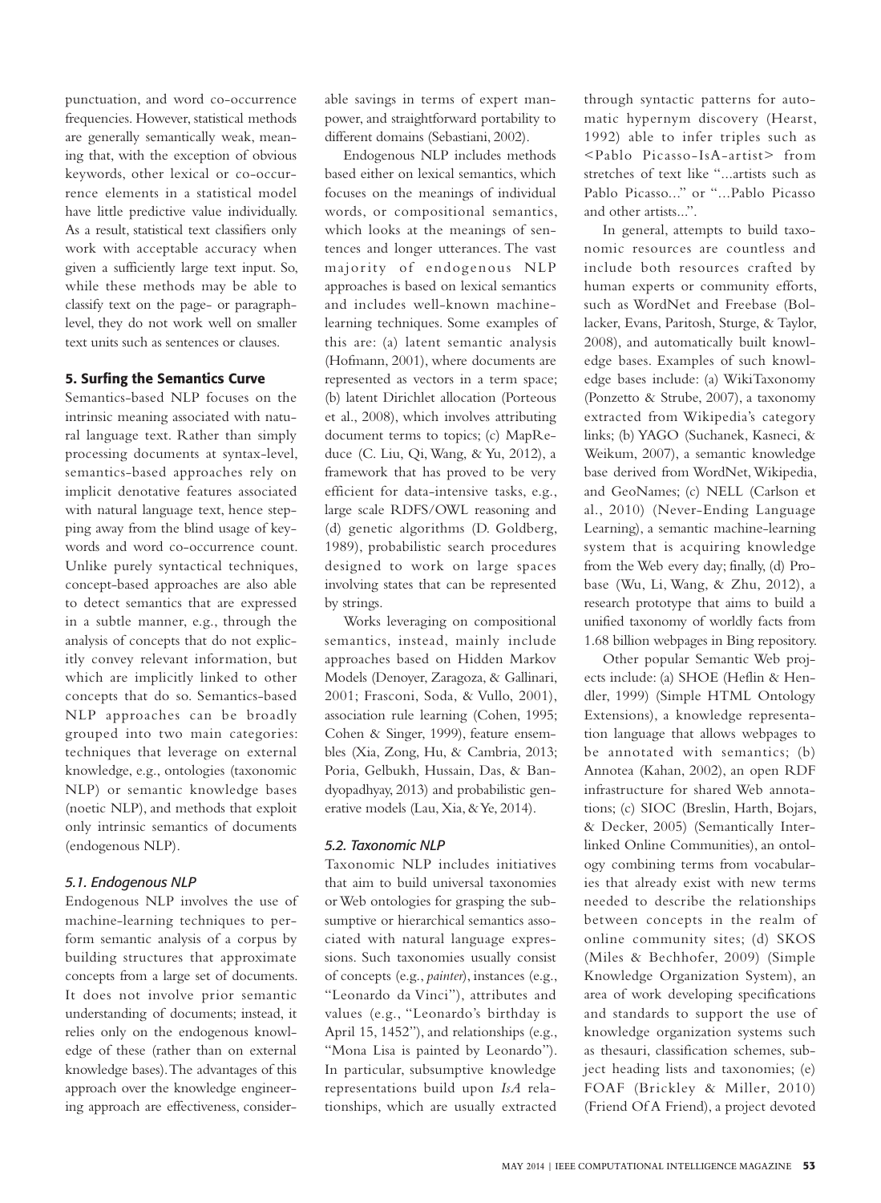punctuation, and word co-occurrence frequencies. However, statistical methods are generally semantically weak, meaning that, with the exception of obvious keywords, other lexical or co-occurrence elements in a statistical model have little predictive value individually. As a result, statistical text classifiers only work with acceptable accuracy when given a sufficiently large text input. So, while these methods may be able to classify text on the page- or paragraph-level, they do not work well on smaller text units such as sentences or clauses.

## 5. Surfing the Semantics Curve

Semantics-based NLP focuses on the intrinsic meaning associated with natural language text. Rather than simply processing documents at syntax-level, semantics-based approaches rely on implicit denotative features associated with natural language text, hence stepping away from the blind usage of keywords and word co-occurrence count. Unlike purely syntactical techniques, concept-based approaches are also able to detect semantics that are expressed in a subtle manner, e.g., through the analysis of concepts that do not explicitly convey relevant information, but which are implicitly linked to other concepts that do so. Semantics-based NLP approaches can be broadly grouped into two main categories: techniques that leverage on external knowledge, e.g., ontologies (taxonomic NLP) or semantic knowledge bases (noetic NLP), and methods that exploit only intrinsic semantics of documents (endogenous NLP).

### *5.1. Endogenous NLP*

Endogenous NLP involves the use of machine-learning techniques to perform semantic analysis of a corpus by building structures that approximate concepts from a large set of documents. It does not involve prior semantic understanding of documents; instead, it relies only on the endogenous knowledge of these (rather than on external knowledge bases). The advantages of this approach over the knowledge engineering approach are effectiveness, considerable savings in terms of expert manpower, and straightforward portability to different domains (Sebastiani, 2002).

Endogenous NLP includes methods based either on lexical semantics, which focuses on the meanings of individual words, or compositional semantics, which looks at the meanings of sentences and longer utterances. The vast majority of endogenous NLP approaches is based on lexical semantics and includes well-known machine-learning techniques. Some examples of this are: (a) latent semantic analysis (Hofmann, 2001), where documents are represented as vectors in a term space; (b) latent Dirichlet allocation (Porteous et al., 2008), which involves attributing document terms to topics; (c) MapReduce (C. Liu, Qi, Wang, & Yu, 2012), a framework that has proved to be very efficient for data-intensive tasks, e.g., large scale RDFS/OWL reasoning and (d) genetic algorithms (D. Goldberg, 1989), probabilistic search procedures designed to work on large spaces involving states that can be represented by strings.

Works leveraging on compositional semantics, instead, mainly include approaches based on Hidden Markov Models (Denoyer, Zaragoza, & Gallinari, 2001; Frasconi, Soda, & Vullo, 2001), association rule learning (Cohen, 1995; Cohen & Singer, 1999), feature ensembles (Xia, Zong, Hu, & Cambria, 2013; Poria, Gelbukh, Hussain, Das, & Bandyopadhyay, 2013) and probabilistic generative models (Lau, Xia, & Ye, 2014).

### *5.2. Taxonomic NLP*

Taxonomic NLP includes initiatives that aim to build universal taxonomies or Web ontologies for grasping the subsumptive or hierarchical semantics associated with natural language expressions. Such taxonomies usually consist of concepts (e.g., *painter*), instances (e.g., "Leonardo da Vinci"), attributes and values (e.g., "Leonardo's birthday is April 15, 1452"), and relationships (e.g., "Mona Lisa is painted by Leonardo"). In particular, subsumptive knowledge representations build upon *IsA* relationships, which are usually extracted through syntactic patterns for automatic hypernym discovery (Hearst, 1992) able to infer triples such as <Pablo Picasso-IsA-artist> from stretches of text like "...artists such as Pablo Picasso..." or "...Pablo Picasso and other artists...".

In general, attempts to build taxonomic resources are countless and include both resources crafted by human experts or community efforts, such as WordNet and Freebase (Bollacker, Evans, Paritosh, Sturge, & Taylor, 2008), and automatically built knowledge bases. Examples of such knowledge bases include: (a) WikiTaxonomy (Ponzetto & Strube, 2007), a taxonomy extracted from Wikipedia's category links; (b) YAGO (Suchanek, Kasneci, & Weikum, 2007), a semantic knowledge base derived from WordNet, Wikipedia, and GeoNames; (c) NELL (Carlson et al., 2010) (Never-Ending Language Learning), a semantic machine-learning system that is acquiring knowledge from the Web every day; finally, (d) Probase (Wu, Li, Wang, & Zhu, 2012), a research prototype that aims to build a unified taxonomy of worldly facts from 1.68 billion webpages in Bing repository.

Other popular Semantic Web projects include: (a) SHOE (Heflin & Hendler, 1999) (Simple HTML Ontology Extensions), a knowledge representation language that allows webpages to be annotated with semantics; (b) Annotea (Kahan, 2002), an open RDF infrastructure for shared Web annotations; (c) SIOC (Breslin, Harth, Bojars, & Decker, 2005) (Semantically Interlinked Online Communities), an ontology combining terms from vocabularies that already exist with new terms needed to describe the relationships between concepts in the realm of online community sites; (d) SKOS (Miles & Bechhofer, 2009) (Simple Knowledge Organization System), an area of work developing specifications and standards to support the use of knowledge organization systems such as thesauri, classification schemes, subject heading lists and taxonomies; (e) FOAF (Brickley & Miller, 2010) (Friend Of A Friend), a project devoted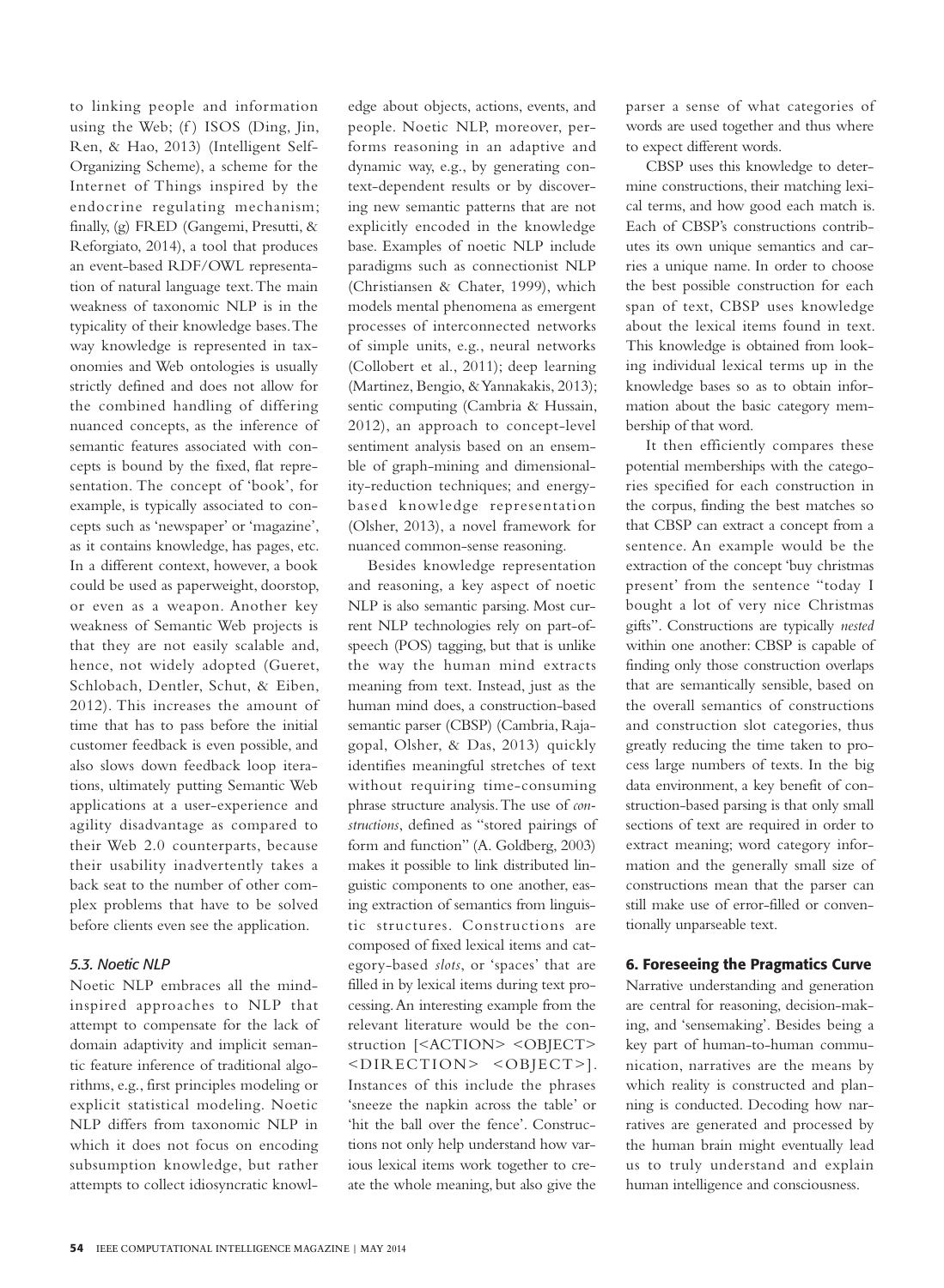to linking people and information using the Web; (f) ISOS (Ding, Jin, Ren, & Hao, 2013) (Intelligent Self-Organizing Scheme), a scheme for the Internet of Things inspired by the endocrine regulating mechanism; finally, (g) FRED (Gangemi, Presutti, & Reforgiato, 2014), a tool that produces an event-based RDF/OWL representation of natural language text. The main weakness of taxonomic NLP is in the typicality of their knowledge bases. The way knowledge is represented in taxonomies and Web ontologies is usually strictly defined and does not allow for the combined handling of differing nuanced concepts, as the inference of semantic features associated with concepts is bound by the fixed, flat representation. The concept of 'book', for example, is typically associated to concepts such as 'newspaper' or 'magazine', as it contains knowledge, has pages, etc. In a different context, however, a book could be used as paperweight, doorstop, or even as a weapon. Another key weakness of Semantic Web projects is that they are not easily scalable and, hence, not widely adopted (Gueret, Schlobach, Dentler, Schut, & Eiben, 2012). This increases the amount of time that has to pass before the initial customer feedback is even possible, and also slows down feedback loop iterations, ultimately putting Semantic Web applications at a user-experience and agility disadvantage as compared to their Web 2.0 counterparts, because their usability inadvertently takes a back seat to the number of other complex problems that have to be solved before clients even see the application.

### 5.3. Noetic NLP

Noetic NLP embraces all the mind-inspired approaches to NLP that attempt to compensate for the lack of domain adaptivity and implicit semantic feature inference of traditional algorithms, e.g., first principles modeling or explicit statistical modeling. Noetic NLP differs from taxonomic NLP in which it does not focus on encoding subsumption knowledge, but rather attempts to collect idiosyncratic knowledge about objects, actions, events, and people. Noetic NLP, moreover, performs reasoning in an adaptive and dynamic way, e.g., by generating context-dependent results or by discovering new semantic patterns that are not explicitly encoded in the knowledge base. Examples of noetic NLP include paradigms such as connectionist NLP (Christiansen & Chater, 1999), which models mental phenomena as emergent processes of interconnected networks of simple units, e.g., neural networks (Collobert et al., 2011); deep learning (Martinez, Bengio, & Yannakakis, 2013); sentic computing (Cambria & Hussain, 2012), an approach to concept-level sentiment analysis based on an ensemble of graph-mining and dimensionality-reduction techniques; and energy-based knowledge representation (Olsher, 2013), a novel framework for nuanced common-sense reasoning.

Besides knowledge representation and reasoning, a key aspect of noetic NLP is also semantic parsing. Most current NLP technologies rely on part-of-speech (POS) tagging, but that is unlike the way the human mind extracts meaning from text. Instead, just as the human mind does, a construction-based semantic parser (CBSP) (Cambria, Rajagopal, Olsher, & Das, 2013) quickly identifies meaningful stretches of text without requiring time-consuming phrase structure analysis. The use of *constructions*, defined as "stored pairings of form and function" (A. Goldberg, 2003) makes it possible to link distributed linguistic components to one another, easing extraction of semantics from linguistic structures. Constructions are composed of fixed lexical items and category-based *slots*, or 'spaces' that are filled in by lexical items during text processing. An interesting example from the relevant literature would be the construction [<ACTION> <OBJECT> <DIRECTION> <OBJECT>]. Instances of this include the phrases 'sneeze the napkin across the table' or 'hit the ball over the fence'. Constructions not only help understand how various lexical items work together to create the whole meaning, but also give the parser a sense of what categories of words are used together and thus where to expect different words.

CBSP uses this knowledge to determine constructions, their matching lexical terms, and how good each match is. Each of CBSP's constructions contributes its own unique semantics and carries a unique name. In order to choose the best possible construction for each span of text, CBSP uses knowledge about the lexical items found in text. This knowledge is obtained from looking individual lexical terms up in the knowledge bases so as to obtain information about the basic category membership of that word.

It then efficiently compares these potential memberships with the categories specified for each construction in the corpus, finding the best matches so that CBSP can extract a concept from a sentence. An example would be the extraction of the concept 'buy christmas present' from the sentence "today I bought a lot of very nice Christmas gifts". Constructions are typically *nested* within one another: CBSP is capable of finding only those construction overlaps that are semantically sensible, based on the overall semantics of constructions and construction slot categories, thus greatly reducing the time taken to process large numbers of texts. In the big data environment, a key benefit of construction-based parsing is that only small sections of text are required in order to extract meaning; word category information and the generally small size of constructions mean that the parser can still make use of error-filled or conventionally unparseable text.

## 6. Foreseeing the Pragmatics Curve

Narrative understanding and generation are central for reasoning, decision-making, and 'sensemaking'. Besides being a key part of human-to-human communication, narratives are the means by which reality is constructed and planning is conducted. Decoding how narratives are generated and processed by the human brain might eventually lead us to truly understand and explain human intelligence and consciousness.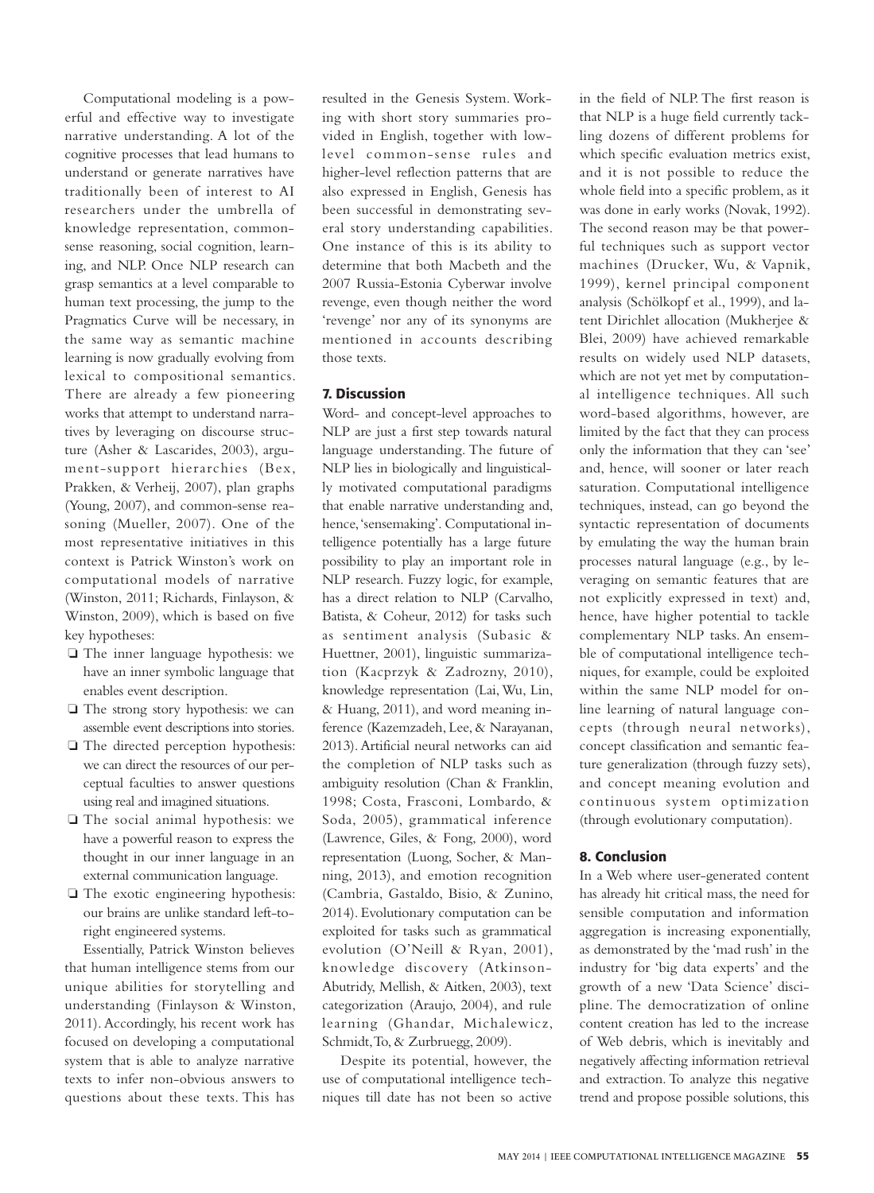Computational modeling is a powerful and effective way to investigate narrative understanding. A lot of the cognitive processes that lead humans to understand or generate narratives have traditionally been of interest to AI researchers under the umbrella of knowledge representation, commonsense reasoning, social cognition, learning, and NLP. Once NLP research can grasp semantics at a level comparable to human text processing, the jump to the Pragmatics Curve will be necessary, in the same way as semantic machine learning is now gradually evolving from lexical to compositional semantics. There are already a few pioneering works that attempt to understand narratives by leveraging on discourse structure (Asher & Lascarides, 2003), argument-support hierarchies (Bex, Prakken, & Verheij, 2007), plan graphs (Young, 2007), and common-sense reasoning (Mueller, 2007). One of the most representative initiatives in this context is Patrick Winston's work on computational models of narrative (Winston, 2011; Richards, Finlayson, & Winston, 2009), which is based on five key hypotheses:

- The inner language hypothesis: we have an inner symbolic language that enables event description.
- The strong story hypothesis: we can assemble event descriptions into stories.
- The directed perception hypothesis: we can direct the resources of our perceptual faculties to answer questions using real and imagined situations.
- The social animal hypothesis: we have a powerful reason to express the thought in our inner language in an external communication language.
- The exotic engineering hypothesis: our brains are unlike standard left-to-right engineered systems.

Essentially, Patrick Winston believes that human intelligence stems from our unique abilities for storytelling and understanding (Finlayson & Winston, 2011). Accordingly, his recent work has focused on developing a computational system that is able to analyze narrative texts to infer non-obvious answers to questions about these texts. This has resulted in the Genesis System. Working with short story summaries provided in English, together with low-level common-sense rules and higher-level reflection patterns that are also expressed in English, Genesis has been successful in demonstrating several story understanding capabilities. One instance of this is its ability to determine that both Macbeth and the 2007 Russia-Estonia Cyberwar involve revenge, even though neither the word 'revenge' nor any of its synonyms are mentioned in accounts describing those texts.

## 7. Discussion

Word- and concept-level approaches to NLP are just a first step towards natural language understanding. The future of NLP lies in biologically and linguistically motivated computational paradigms that enable narrative understanding and, hence, 'sensemaking'. Computational intelligence potentially has a large future possibility to play an important role in NLP research. Fuzzy logic, for example, has a direct relation to NLP (Carvalho, Batista, & Coheur, 2012) for tasks such as sentiment analysis (Subasic & Huettner, 2001), linguistic summarization (Kacprzyk & Zadrozny, 2010), knowledge representation (Lai, Wu, Lin, & Huang, 2011), and word meaning inference (Kazemzadeh, Lee, & Narayanan, 2013). Artificial neural networks can aid the completion of NLP tasks such as ambiguity resolution (Chan & Franklin, 1998; Costa, Frasconi, Lombardo, & Soda, 2005), grammatical inference (Lawrence, Giles, & Fong, 2000), word representation (Luong, Socher, & Manning, 2013), and emotion recognition (Cambria, Gastaldo, Bisio, & Zunino, 2014). Evolutionary computation can be exploited for tasks such as grammatical evolution (O'Neill & Ryan, 2001), knowledge discovery (Atkinson-Abutridy, Mellish, & Aitken, 2003), text categorization (Araujo, 2004), and rule learning (Ghandar, Michalewicz, Schmidt, To, & Zurbruegg, 2009).

Despite its potential, however, the use of computational intelligence techniques till date has not been so active in the field of NLP. The first reason is that NLP is a huge field currently tackling dozens of different problems for which specific evaluation metrics exist, and it is not possible to reduce the whole field into a specific problem, as it was done in early works (Novak, 1992). The second reason may be that powerful techniques such as support vector machines (Drucker, Wu, & Vapnik, 1999), kernel principal component analysis (Schölkopf et al., 1999), and latent Dirichlet allocation (Mukherjee & Blei, 2009) have achieved remarkable results on widely used NLP datasets, which are not yet met by computational intelligence techniques. All such word-based algorithms, however, are limited by the fact that they can process only the information that they can 'see' and, hence, will sooner or later reach saturation. Computational intelligence techniques, instead, can go beyond the syntactic representation of documents by emulating the way the human brain processes natural language (e.g., by leveraging on semantic features that are not explicitly expressed in text) and, hence, have higher potential to tackle complementary NLP tasks. An ensemble of computational intelligence techniques, for example, could be exploited within the same NLP model for online learning of natural language concepts (through neural networks), concept classification and semantic feature generalization (through fuzzy sets), and concept meaning evolution and continuous system optimization (through evolutionary computation).

## 8. Conclusion

In a Web where user-generated content has already hit critical mass, the need for sensible computation and information aggregation is increasing exponentially, as demonstrated by the 'mad rush' in the industry for 'big data experts' and the growth of a new 'Data Science' discipline. The democratization of online content creation has led to the increase of Web debris, which is inevitably and negatively affecting information retrieval and extraction. To analyze this negative trend and propose possible solutions, this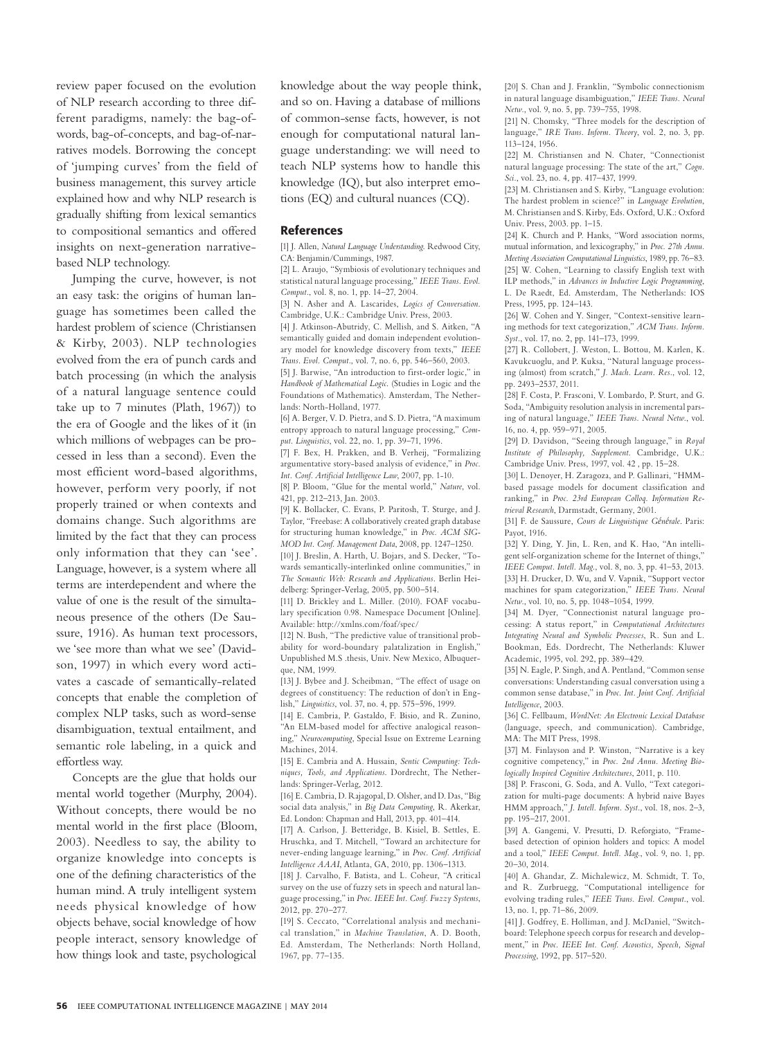review paper focused on the evolution of NLP research according to three different paradigms, namely: the bag-of-words, bag-of-concepts, and bag-of-narratives models. Borrowing the concept of 'jumping curves' from the field of business management, this survey article explained how and why NLP research is gradually shifting from lexical semantics to compositional semantics and offered insights on next-generation narrative-based NLP technology.

Jumping the curve, however, is not an easy task: the origins of human language has sometimes been called the hardest problem of science (Christiansen & Kirby, 2003). NLP technologies evolved from the era of punch cards and batch processing (in which the analysis of a natural language sentence could take up to 7 minutes (Plath, 1967)) to the era of Google and the likes of it (in which millions of webpages can be processed in less than a second). Even the most efficient word-based algorithms, however, perform very poorly, if not properly trained or when contexts and domains change. Such algorithms are limited by the fact that they can process only information that they can 'see'. Language, however, is a system where all terms are interdependent and where the value of one is the result of the simultaneous presence of the others (De Saussure, 1916). As human text processors, we 'see more than what we see' (Davidson, 1997) in which every word activates a cascade of semantically-related concepts that enable the completion of complex NLP tasks, such as word-sense disambiguation, textual entailment, and semantic role labeling, in a quick and effortless way.

Concepts are the glue that holds our mental world together (Murphy, 2004). Without concepts, there would be no mental world in the first place (Bloom, 2003). Needless to say, the ability to organize knowledge into concepts is one of the defining characteristics of the human mind. A truly intelligent system needs physical knowledge of how objects behave, social knowledge of how people interact, sensory knowledge of how things look and taste, psychological knowledge about the way people think, and so on. Having a database of millions of common-sense facts, however, is not enough for computational natural language understanding: we will need to teach NLP systems how to handle this knowledge (IQ), but also interpret emotions (EQ) and cultural nuances (CQ).

## References

[1] J. Allen, *Natural Language Understanding.* Redwood City, CA: Benjamin/Cummings, 1987.

[2] L. Araujo, "Symbiosis of evolutionary techniques and statistical natural language processing," *IEEE Trans. Evol. Comput.*, vol. 8, no. 1, pp. 14–27, 2004.

[3] N. Asher and A. Lascarides, *Logics of Conversation.* Cambridge, U.K.: Cambridge Univ. Press, 2003.

[4] J. Atkinson-Abutridy, C. Mellish, and S. Aitken, "A semantically guided and domain independent evolutionary model for knowledge discovery from texts," *IEEE Trans. Evol. Comput.*, vol. 7, no. 6, pp. 546–560, 2003.

[5] J. Barwise, "An introduction to first-order logic," in *Handbook of Mathematical Logic.* (Studies in Logic and the Foundations of Mathematics). Amsterdam, The Netherlands: North-Holland, 1977.

[6] A. Berger, V. D. Pietra, and S. D. Pietra, "A maximum entropy approach to natural language processing," *Comput. Linguistics*, vol. 22, no. 1, pp. 39–71, 1996.

[7] F. Bex, H. Prakken, and B. Verheij, "Formalizing argumentative story-based analysis of evidence," in *Proc. Int. Conf. Artificial Intelligence Law*, 2007, pp. 1-10.

[8] P. Bloom, "Glue for the mental world," *Nature*, vol. 421, pp. 212–213, Jan. 2003.

[9] K. Bollacker, C. Evans, P. Paritosh, T. Sturge, and J. Taylor, "Freebase: A collaboratively created graph database for structuring human knowledge," in *Proc. ACM SIGMOD Int. Conf. Management Data*, 2008, pp. 1247–1250.

[10] J. Breslin, A. Harth, U. Bojars, and S. Decker, "Towards semantically-interlinked online communities," in *The Semantic Web: Research and Applications*. Berlin Heidelberg: Springer-Verlag, 2005, pp. 500–514.

[11] D. Brickley and L. Miller. (2010). FOAF vocabulary specification 0.98. Namespace Document [Online]. Available: http://xmlns.com/foaf/spec/

[12] N. Bush, "The predictive value of transitional probability for word-boundary palatalization in English," Unpublished M.S .thesis, Univ. New Mexico, Albuquerque, NM, 1999.

[13] J. Bybee and J. Scheibman, "The effect of usage on degrees of constituency: The reduction of don't in English," *Linguistics*, vol. 37, no. 4, pp. 575–596, 1999.

[14] E. Cambria, P. Gastaldo, F. Bisio, and R. Zunino, "An ELM-based model for affective analogical reasoning," *Neurocomputing*, Special Issue on Extreme Learning Machines, 2014.

[15] E. Cambria and A. Hussain, *Sentic Computing: Techniques, Tools, and Applications.* Dordrecht, The Netherlands: Springer-Verlag, 2012.

[16] E. Cambria, D. Rajagopal, D. Olsher, and D. Das, "Big social data analysis," in *Big Data Computing*, R. Akerkar, Ed. London: Chapman and Hall, 2013, pp. 401–414.

[17] A. Carlson, J. Betteridge, B. Kisiel, B. Settles, E. Hruschka, and T. Mitchell, "Toward an architecture for never-ending language learning," in *Proc. Conf. Artificial Intelligence AAAI*, Atlanta, GA, 2010, pp. 1306–1313.

[18] J. Carvalho, F. Batista, and L. Coheur, "A critical survey on the use of fuzzy sets in speech and natural language processing," in *Proc. IEEE Int. Conf. Fuzzy Systems*, 2012, pp. 270–277.

[19] S. Ceccato, "Correlational analysis and mechanical translation," in *Machine Translation*, A. D. Booth, Ed. Amsterdam, The Netherlands: North Holland, 1967, pp. 77–135.

[20] S. Chan and J. Franklin, "Symbolic connectionism in natural language disambiguation," *IEEE Trans. Neural Netw.*, vol. 9, no. 5, pp. 739–755, 1998.

[21] N. Chomsky, "Three models for the description of language," *IRE Trans. Inform. Theory*, vol. 2, no. 3, pp. 113–124, 1956.

[22] M. Christiansen and N. Chater, "Connectionist natural language processing: The state of the art," *Cogn. Sci.*, vol. 23, no. 4, pp. 417–437, 1999.

[23] M. Christiansen and S. Kirby, "Language evolution: The hardest problem in science?" in *Language Evolution*, M. Christiansen and S. Kirby, Eds. Oxford, U.K.: Oxford Univ. Press, 2003. pp. 1–15.

[24] K. Church and P. Hanks, "Word association norms, mutual information, and lexicography," in *Proc. 27th Annu. Meeting Association Computational Linguistics*, 1989, pp. 76–83.

[25] W. Cohen, "Learning to classify English text with ILP methods," in *Advances in Inductive Logic Programming*, L. De Raedt, Ed. Amsterdam, The Netherlands: IOS Press, 1995, pp. 124–143.

[26] W. Cohen and Y. Singer, "Context-sensitive learning methods for text categorization," *ACM Trans. Inform. Syst.*, vol. 17, no. 2, pp. 141–173, 1999.

[27] R. Collobert, J. Weston, L. Bottou, M. Karlen, K. Kavukcuoglu, and P. Kuksa, "Natural language processing (almost) from scratch," *J. Mach. Learn. Res.*, vol. 12, pp. 2493–2537, 2011.

[28] F. Costa, P. Frasconi, V. Lombardo, P. Sturt, and G. Soda, "Ambiguity resolution analysis in incremental parsing of natural language," *IEEE Trans. Neural Netw.*, vol. 16, no. 4, pp. 959–971, 2005.

[29] D. Davidson, "Seeing through language," in *Royal Institute of Philosophy, Supplement.* Cambridge, U.K.: Cambridge Univ. Press, 1997, vol. 42 , pp. 15–28.

[30] L. Denoyer, H. Zaragoza, and P. Gallinari, "HMM-based passage models for document classification and ranking," in *Proc. 23rd European Colloq. Information Retrieval Research*, Darmstadt, Germany, 2001.

[31] F. de Saussure, *Cours de Linguistique Générale*. Paris: Payot, 1916.

[32] Y. Ding, Y. Jin, L. Ren, and K. Hao, "An intelligent self-organization scheme for the Internet of things," *IEEE Comput. Intell. Mag.*, vol. 8, no. 3, pp. 41–53, 2013.

[33] H. Drucker, D. Wu, and V. Vapnik, "Support vector machines for spam categorization," *IEEE Trans. Neural Netw.*, vol. 10, no. 5, pp. 1048–1054, 1999.

[34] M. Dyer, "Connectionist natural language processing: A status report," in *Computational Architectures Integrating Neural and Symbolic Processes*, R. Sun and L. Bookman, Eds. Dordrecht, The Netherlands: Kluwer Academic, 1995, vol. 292, pp. 389–429.

[35] N. Eagle, P. Singh, and A. Pentland, "Common sense conversations: Understanding casual conversation using a common sense database," in *Proc. Int. Joint Conf. Artificial Intelligence*, 2003.

[36] C. Fellbaum, *WordNet: An Electronic Lexical Database* (language, speech, and communication). Cambridge, MA: The MIT Press, 1998.

[37] M. Finlayson and P. Winston, "Narrative is a key cognitive competency," in *Proc. 2nd Annu. Meeting Biologically Inspired Cognitive Architectures*, 2011, p. 110.

[38] P. Frasconi, G. Soda, and A. Vullo, "Text categorization for multi-page documents: A hybrid naive Bayes HMM approach," *J. Intell. Inform. Syst.*, vol. 18, nos. 2–3, pp. 195–217, 2001.

[39] A. Gangemi, V. Presutti, D. Reforgiato, "Frame-based detection of opinion holders and topics: A model and a tool," *IEEE Comput. Intell. Mag.*, vol. 9, no. 1, pp. 20–30, 2014.

[40] A. Ghandar, Z. Michalewicz, M. Schmidt, T. To, and R. Zurbruegg, "Computational intelligence for evolving trading rules," *IEEE Trans. Evol. Comput.*, vol. 13, no. 1, pp. 71–86, 2009.

[41] J. Godfrey, E. Holliman, and J. McDaniel, "Switchboard: Telephone speech corpus for research and development," in *Proc. IEEE Int. Conf. Acoustics, Speech, Signal Processing*, 1992, pp. 517–520.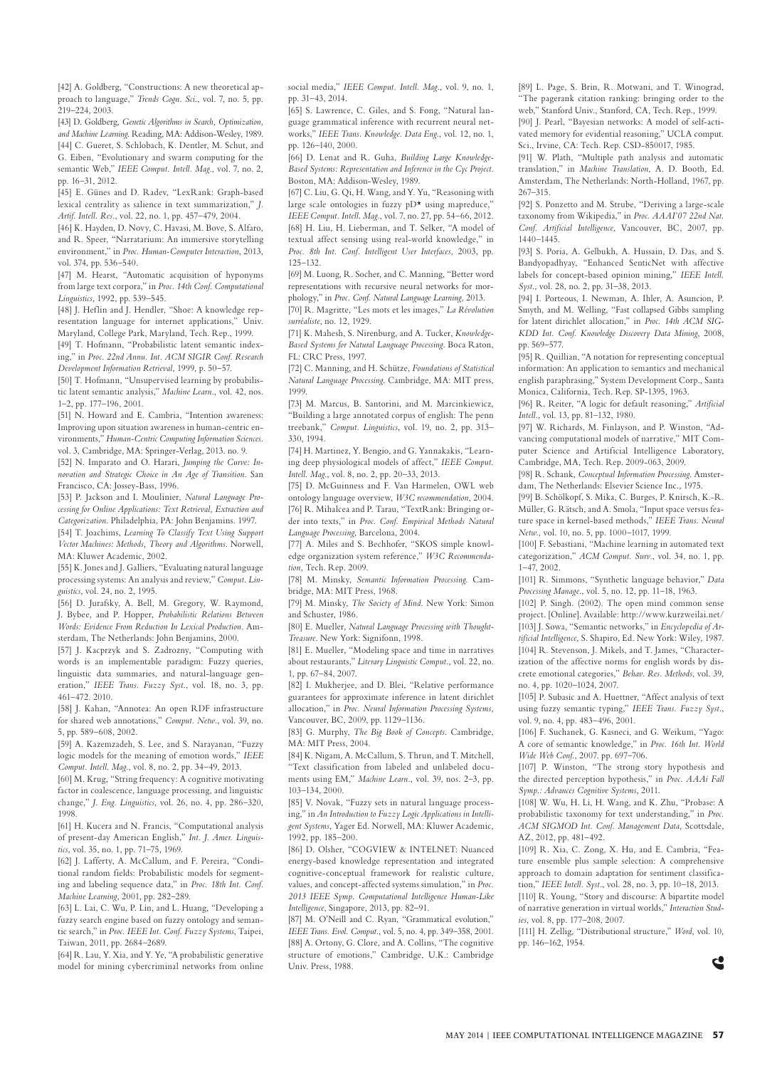[42] A. Goldberg, "Constructions: A new theoretical approach to language," *Trends Cogn. Sci.*, vol. 7, no. 5, pp. 219–224, 2003.

[43] D. Goldberg, *Genetic Algorithms in Search, Optimization, and Machine Learning*. Reading, MA: Addison-Wesley, 1989.

[44] C. Gueret, S. Schlobach, K. Dentler, M. Schut, and G. Eiben, "Evolutionary and swarm computing for the semantic Web," *IEEE Comput. Intell. Mag.*, vol. 7, no. 2, pp. 16–31, 2012.

[45] E. Günes and D. Radev, "LexRank: Graph-based lexical centrality as salience in text summarization," *J. Artif. Intell. Res.*, vol. 22, no. 1, pp. 457–479, 2004.

[46] K. Hayden, D. Novy, C. Havasi, M. Bove, S. Alfaro, and R. Speer, "Narratarium: An immersive storytelling environment," in *Proc. Human-Computer Interaction*, 2013, vol. 374, pp. 536–540.

[47] M. Hearst, "Automatic acquisition of hyponyms from large text corpora," in *Proc. 14th Conf. Computational Linguistics*, 1992, pp. 539–545.

[48] J. Heflin and J. Hendler, "Shoe: A knowledge representation language for internet applications," Univ. Maryland, College Park, Maryland, Tech. Rep., 1999.

[49] T. Hofmann, "Probabilistic latent semantic indexing," in *Proc. 22nd Annu. Int. ACM SIGIR Conf. Research Development Information Retrieval*, 1999, p. 50–57.

[50] T. Hofmann, "Unsupervised learning by probabilistic latent semantic analysis," *Machine Learn.*, vol. 42, nos. 1–2, pp. 177–196, 2001.

[51] N. Howard and E. Cambria, "Intention awareness: Improving upon situation awareness in human-centric environments," *Human-Centric Computing Information Sciences*. vol. 3, Cambridge, MA: Springer-Verlag, 2013. no. 9.

[52] N. Imparato and O. Harari, *Jumping the Curve: Innovation and Strategic Choice in An Age of Transition*. San Francisco, CA: Jossey-Bass, 1996.

[53] P. Jackson and I. Moulinier, *Natural Language Processing for Online Applications: Text Retrieval, Extraction and Categorization*. Philadelphia, PA: John Benjamins. 1997.

[54] T. Joachims, *Learning To Classify Text Using Support Vector Machines: Methods, Theory and Algorithms*. Norwell, MA: Kluwer Academic, 2002.

[55] K. Jones and J. Galliers, "Evaluating natural language processing systems: An analysis and review," *Comput. Linguistics*, vol. 24, no. 2, 1995.

[56] D. Jurafsky, A. Bell, M. Gregory, W. Raymond, J. Bybee, and P. Hopper, *Probabilistic Relations Between Words: Evidence From Reduction In Lexical Production*. Amsterdam, The Netherlands: John Benjamins, 2000.

[57] J. Kacprzyk and S. Zadrozny, "Computing with words is an implementable paradigm: Fuzzy queries, linguistic data summaries, and natural-language generation," *IEEE Trans. Fuzzy Syst.*, vol. 18, no. 3, pp. 461–472. 2010.

[58] J. Kahan, "Annotea: An open RDF infrastructure for shared web annotations," *Comput. Netw.*, vol. 39, no. 5, pp. 589–608, 2002.

[59] A. Kazemzadeh, S. Lee, and S. Narayanan, "Fuzzy logic models for the meaning of emotion words," *IEEE Comput. Intell. Mag.*, vol. 8, no. 2, pp. 34–49, 2013.

[60] M. Krug, "String frequency: A cognitive motivating factor in coalescence, language processing, and linguistic change," *J. Eng. Linguistics*, vol. 26, no. 4, pp. 286–320, 1998.

[61] H. Kucera and N. Francis, "Computational analysis of present-day American English," *Int. J. Amer. Linguistics*, vol. 35, no. 1, pp. 71–75, 1969.

[62] J. Lafferty, A. McCallum, and F. Pereira, "Conditional random fields: Probabilistic models for segmenting and labeling sequence data," in *Proc. 18th Int. Conf. Machine Learning*, 2001, pp. 282–289.

[63] L. Lai, C. Wu, P. Lin, and L. Huang, "Developing a fuzzy search engine based on fuzzy ontology and semantic search," in *Proc. IEEE Int. Conf. Fuzzy Systems*, Taipei, Taiwan, 2011, pp. 2684–2689.

[64] R. Lau, Y. Xia, and Y. Ye, "A probabilistic generative model for mining cybercriminal networks from online social media," *IEEE Comput. Intell. Mag.*, vol. 9, no. 1, pp. 31–43, 2014.

[65] S. Lawrence, C. Giles, and S. Fong, "Natural language grammatical inference with recurrent neural networks," *IEEE Trans. Knowledge. Data Eng.*, vol. 12, no. 1, pp. 126–140, 2000.

[66] D. Lenat and R. Guha, *Building Large Knowledge-Based Systems: Representation and Inference in the Cyc Project*. Boston, MA: Addison-Wesley, 1989.

[67] C. Liu, G. Qi, H. Wang, and Y. Yu, "Reasoning with large scale ontologies in fuzzy pD* using mapreduce," *IEEE Comput. Intell. Mag.*, vol. 7, no. 27, pp. 54–66, 2012.

[68] H. Liu, H. Lieberman, and T. Selker, "A model of textual affect sensing using real-world knowledge," in *Proc. 8th Int. Conf. Intelligent User Interfaces,* 2003, pp. 125–132.

[69] M. Luong, R. Socher, and C. Manning, "Better word representations with recursive neural networks for morphology," in *Proc. Conf. Natural Language Learning*, 2013.

[70] R. Magritte, "Les mots et les images," *La Révolution surréaliste*, no. 12, 1929.

[71] K. Mahesh, S. Nirenburg, and A. Tucker, *Knowledge-Based Systems for Natural Language Processing*. Boca Raton, FL: CRC Press, 1997.

[72] C. Manning, and H. Schütze, *Foundations of Statistical Natural Language Processing*. Cambridge, MA: MIT press, 1999.

[73] M. Marcus, B. Santorini, and M. Marcinkiewicz, "Building a large annotated corpus of english: The penn treebank," *Comput. Linguistics,* vol. 19, no. 2, pp. 313–330, 1994.

[74] H. Martinez, Y. Bengio, and G. Yannakakis, "Learning deep physiological models of affect," *IEEE Comput. Intell. Mag.*, vol. 8, no. 2, pp. 20–33, 2013.

[75] D. McGuinness and F. Van Harmelen, OWL web ontology language overview, *W3C recommendation*, 2004.

[76] R. Mihalcea and P. Tarau, "TextRank: Bringing order into texts," in *Proc. Conf. Empirical Methods Natural Language Processing*, Barcelona, 2004.

[77] A. Miles and S. Bechhofer, "SKOS simple knowledge organization system reference," *W3C Recommendation,* Tech. Rep. 2009.

[78] M. Minsky, *Semantic Information Processing*. Cambridge, MA: MIT Press, 1968.

[79] M. Minsky, *The Society of Mind*. New York: Simon and Schuster, 1986.

[80] E. Mueller, *Natural Language Processing with Thought-Treasure*. New York: Signifonn, 1998.

[81] E. Mueller, "Modeling space and time in narratives about restaurants," *Literary Linguistic Comput.*, vol. 22, no. 1, pp. 67–84, 2007.

[82] I. Mukherjee, and D. Blei, "Relative performance guarantees for approximate inference in latent dirichlet allocation," in *Proc. Neural Information Processing Systems,* Vancouver, BC, 2009, pp. 1129–1136.

[83] G. Murphy, *The Big Book of Concepts*. Cambridge, MA: MIT Press, 2004.

[84] K. Nigam, A. McCallum, S. Thrun, and T. Mitchell, "Text classification from labeled and unlabeled documents using EM," *Machine Learn.*, vol. 39, nos. 2–3, pp. 103–134, 2000.

[85] V. Novak, "Fuzzy sets in natural language processing," in *An Introduction to Fuzzy Logic Applications in Intelligent Systems*, Yager Ed. Norwell, MA: Kluwer Academic, 1992, pp. 185–200.

[86] D. Olsher, "COGVIEW & INTELNET: Nuanced energy-based knowledge representation and integrated cognitive-conceptual framework for realistic culture, values, and concept-affected systems simulation," in *Proc. 2013 IEEE Symp. Computational Intelligence Human-Like Intelligence*, Singapore, 2013, pp. 82–91.

[87] M. O'Neill and C. Ryan, "Grammatical evolution," *IEEE Trans. Evol. Comput.*, vol. 5, no. 4, pp. 349–358, 2001.

[88] A. Ortony, G. Clore, and A. Collins, "The cognitive structure of emotions," Cambridge, U.K.: Cambridge Univ. Press, 1988.

[89] L. Page, S. Brin, R. Motwani, and T. Winograd, "The pagerank citation ranking: bringing order to the web," Stanford Univ., Stanford, CA, Tech. Rep., 1999.

[90] J. Pearl, "Bayesian networks: A model of self-activated memory for evidential reasoning," UCLA comput. Sci., Irvine, CA: Tech. Rep. CSD-850017, 1985.

[91] W. Plath, "Multiple path analysis and automatic translation," in *Machine Translation*, A. D. Booth, Ed. Amsterdam, The Netherlands: North-Holland, 1967, pp. 267–315.

[92] S. Ponzetto and M. Strube, "Deriving a large-scale taxonomy from Wikipedia," in *Proc. AAAI'07 22nd Nat. Conf. Artificial Intelligence*, Vancouver, BC, 2007, pp. 1440–1445.

[93] S. Poria, A. Gelbukh, A. Hussain, D. Das, and S. Bandyopadhyay, "Enhanced SenticNet with affective labels for concept-based opinion mining," *IEEE Intell. Syst.*, vol. 28, no. 2, pp. 31–38, 2013.

[94] I. Porteous, I. Newman, A. Ihler, A. Asuncion, P. Smyth, and M. Welling, "Fast collapsed Gibbs sampling for latent dirichlet allocation," in *Proc. 14th ACM SIGKDD Int. Conf. Knowledge Discovery Data Mining*, 2008, pp. 569–577.

[95] R. Quillian, "A notation for representing conceptual information: An application to semantics and mechanical english paraphrasing," System Development Corp., Santa Monica, California, Tech. Rep. SP-1395, 1963.

[96] R. Reiter, "A logic for default reasoning," *Artificial Intell.*, vol. 13, pp. 81–132, 1980.

[97] W. Richards, M. Finlayson, and P. Winston, "Advancing computational models of narrative," MIT Computer Science and Artificial Intelligence Laboratory, Cambridge, MA, Tech. Rep. 2009-063, 2009.

[98] R. Schank, *Conceptual Information Processing*. Amsterdam, The Netherlands: Elsevier Science Inc., 1975.

[99] B. Schölkopf, S. Mika, C. Burges, P. Knirsch, K.-R. Müller, G. Rätsch, and A. Smola, "Input space versus feature space in kernel-based methods," *IEEE Trans. Neural Netw.,* vol. 10, no. 5, pp. 1000–1017, 1999.

[100] F. Sebastiani, "Machine learning in automated text categorization," *ACM Comput. Surv.*, vol. 34, no. 1, pp. 1–47, 2002.

[101] R. Simmons, "Synthetic language behavior," *Data Processing Manage.*, vol. 5, no. 12, pp. 11–18, 1963.

[102] P. Singh. (2002). The open mind common sense project. [Online]. Available: http://www.kurzweilai.net/

[103] J. Sowa, "Semantic networks," in *Encyclopedia of Artificial Intelligence*, S. Shapiro, Ed. New York: Wiley, 1987.

[104] R. Stevenson, J. Mikels, and T. James, "Characterization of the affective norms for english words by discrete emotional categories," *Behav. Res. Methods*, vol. 39, no. 4, pp. 1020–1024, 2007.

[105] P. Subasic and A. Huettner, "Affect analysis of text using fuzzy semantic typing," *IEEE Trans. Fuzzy Syst.*, vol. 9, no. 4, pp. 483–496, 2001.

[106] F. Suchanek, G. Kasneci, and G. Weikum, "Yago: A core of semantic knowledge," in *Proc. 16th Int. World Wide Web Conf.*, 2007. pp. 697–706.

[107] P. Winston, "The strong story hypothesis and the directed perception hypothesis," in *Proc. AAAi Fall Symp.: Advances Cognitive Systems*, 2011.

[108] W. Wu, H. Li, H. Wang, and K. Zhu, "Probase: A probabilistic taxonomy for text understanding," in *Proc. ACM SIGMOD Int. Conf. Management Data,* Scottsdale, AZ, 2012, pp. 481–492.

[109] R. Xia, C. Zong, X. Hu, and E. Cambria, "Feature ensemble plus sample selection: A comprehensive approach to domain adaptation for sentiment classification," *IEEE Intell. Syst.*, vol. 28, no. 3, pp. 10–18, 2013.

[110] R. Young, "Story and discourse: A bipartite model of narrative generation in virtual worlds," *Interaction Studies*, vol. 8, pp. 177–208, 2007.

[111] H. Zellig, "Distributional structure," *Word*, vol. 10, pp. 146–162, 1954.